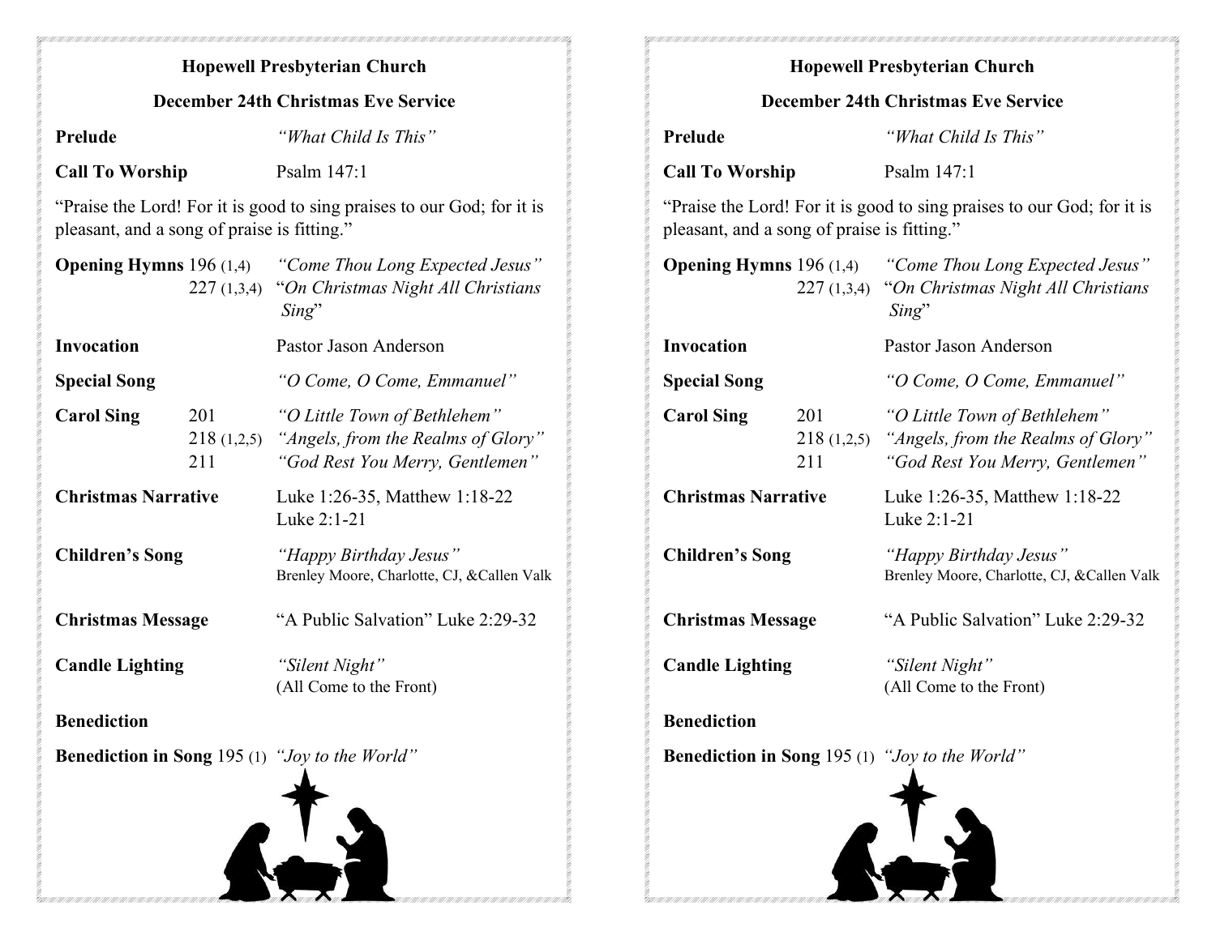**Hopewell Presbyterian Church**

**December 24th Christmas Eve Service**

**Prelude** *"What Child Is This"*

**Call To Worship** Psalm 147:1

"Praise the Lord! For it is good to sing praises to our God; for it is pleasant, and a song of praise is fitting."

**Opening Hymns** 196 (1,4) *"Come Thou Long Expected Jesus"*
227 (1,3,4) "*On Christmas Night All Christians Sing*"

**Invocation** Pastor Jason Anderson

**Special Song** *"O Come, O Come, Emmanuel"*

**Carol Sing** 201 *"O Little Town of Bethlehem"*
218 (1,2,5) *"Angels, from the Realms of Glory"*
211 *"God Rest You Merry, Gentlemen"*

**Christmas Narrative** Luke 1:26-35, Matthew 1:18-22
Luke 2:1-21

**Children's Song** *"Happy Birthday Jesus"*
Brenley Moore, Charlotte, CJ, &Callen Valk

**Christmas Message** "A Public Salvation" Luke 2:29-32

**Candle Lighting** *"Silent Night"*
(All Come to the Front)

**Benediction**

**Benediction in Song** 195 (1) *"Joy to the World"*

---

**Hopewell Presbyterian Church**

**December 24th Christmas Eve Service**

**Prelude** *"What Child Is This"*

**Call To Worship** Psalm 147:1

"Praise the Lord! For it is good to sing praises to our God; for it is pleasant, and a song of praise is fitting."

**Opening Hymns** 196 (1,4) *"Come Thou Long Expected Jesus"*
227 (1,3,4) "*On Christmas Night All Christians Sing*"

**Invocation** Pastor Jason Anderson

**Special Song** *"O Come, O Come, Emmanuel"*

**Carol Sing** 201 *"O Little Town of Bethlehem"*
218 (1,2,5) *"Angels, from the Realms of Glory"*
211 *"God Rest You Merry, Gentlemen"*

**Christmas Narrative** Luke 1:26-35, Matthew 1:18-22
Luke 2:1-21

**Children's Song** *"Happy Birthday Jesus"*
Brenley Moore, Charlotte, CJ, &Callen Valk

**Christmas Message** "A Public Salvation" Luke 2:29-32

**Candle Lighting** *"Silent Night"*
(All Come to the Front)

**Benediction**

**Benediction in Song** 195 (1) *"Joy to the World"*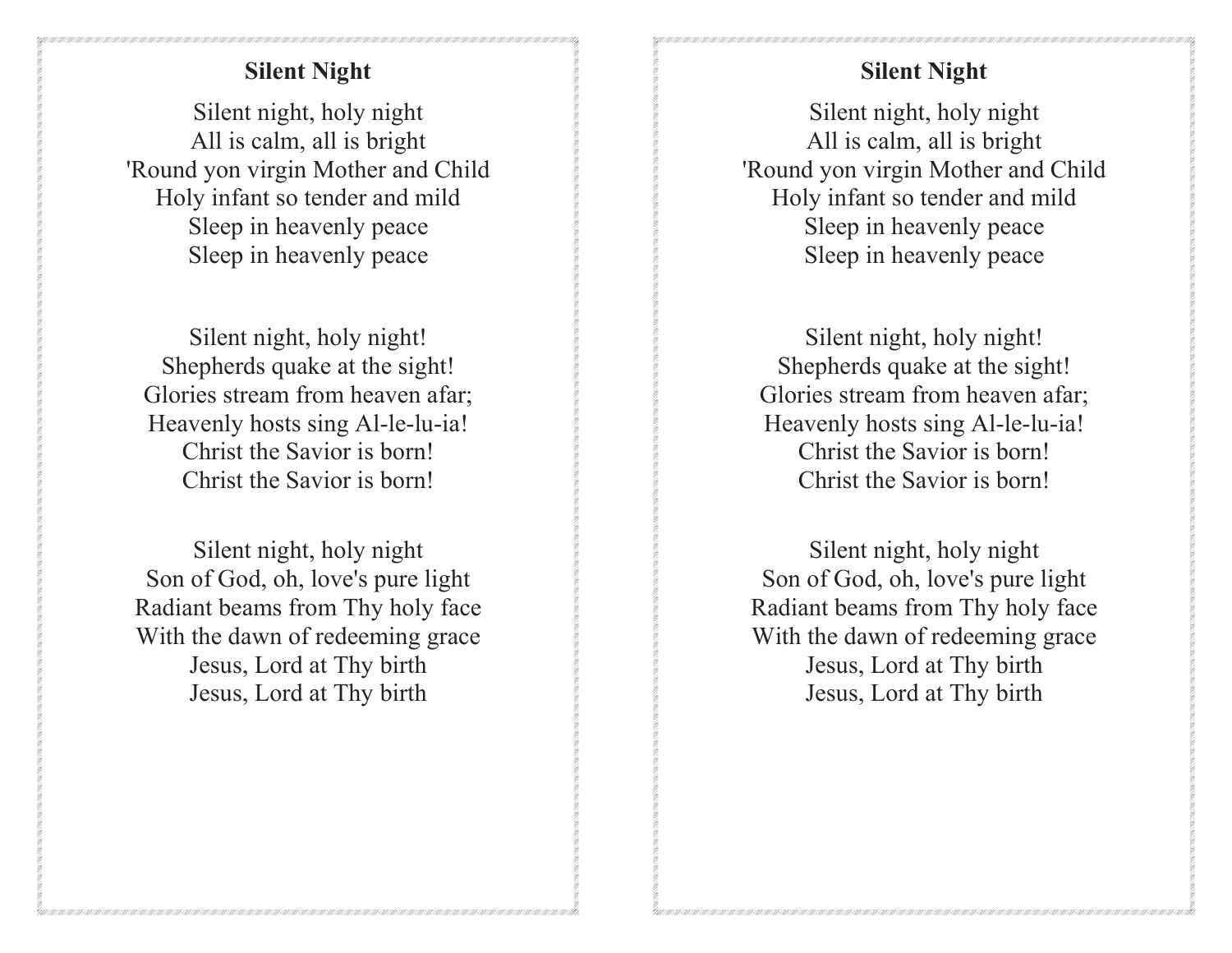**Silent Night**

Silent night, holy night
All is calm, all is bright
'Round yon virgin Mother and Child
Holy infant so tender and mild
Sleep in heavenly peace
Sleep in heavenly peace

Silent night, holy night!
Shepherds quake at the sight!
Glories stream from heaven afar;
Heavenly hosts sing Al-le-lu-ia!
Christ the Savior is born!
Christ the Savior is born!

Silent night, holy night
Son of God, oh, love's pure light
Radiant beams from Thy holy face
With the dawn of redeeming grace
Jesus, Lord at Thy birth
Jesus, Lord at Thy birth

**Silent Night**

Silent night, holy night
All is calm, all is bright
'Round yon virgin Mother and Child
Holy infant so tender and mild
Sleep in heavenly peace
Sleep in heavenly peace

Silent night, holy night!
Shepherds quake at the sight!
Glories stream from heaven afar;
Heavenly hosts sing Al-le-lu-ia!
Christ the Savior is born!
Christ the Savior is born!

Silent night, holy night
Son of God, oh, love's pure light
Radiant beams from Thy holy face
With the dawn of redeeming grace
Jesus, Lord at Thy birth
Jesus, Lord at Thy birth